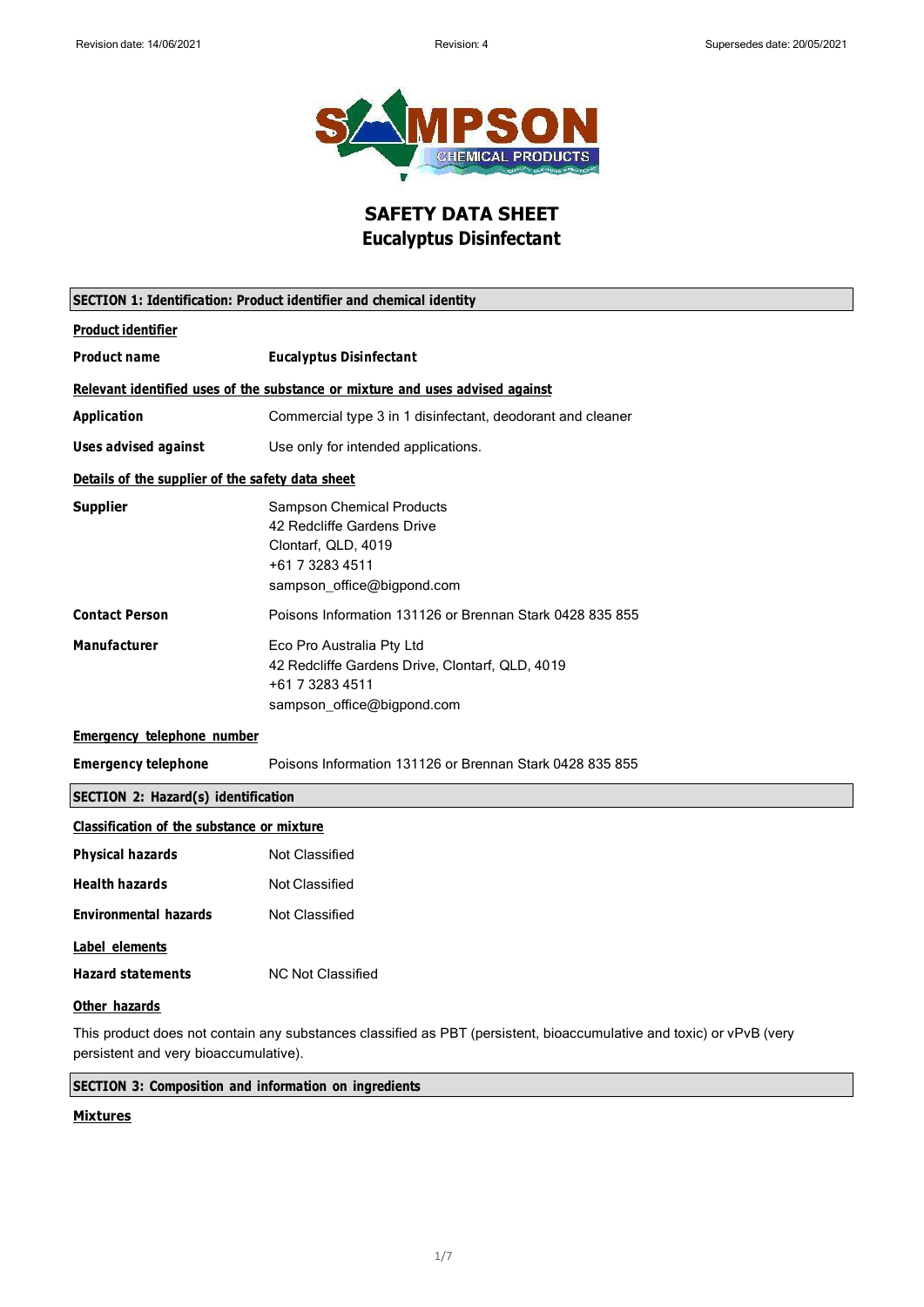# SAFETY DATA SHEET
## Eucalyptus Disinfectant

### SECTION 1: Identification: Product identifier and chemical identity

**Product identifier**

| | |
|---|---|
| **Product name** | **Eucalyptus Disinfectant** |

**Relevant identified uses of the substance or mixture and uses advised against**

| | |
|---|---|
| **Application** | Commercial type 3 in 1 disinfectant, deodorant and cleaner |
| **Uses advised against** | Use only for intended applications. |

**Details of the supplier of the safety data sheet**

| | |
|---|---|
| **Supplier** | Sampson Chemical Products<br>42 Redcliffe Gardens Drive<br>Clontarf, QLD, 4019<br>+61 7 3283 4511<br>sampson_office@bigpond.com |
| **Contact Person** | Poisons Information 131126 or Brennan Stark 0428 835 855 |
| **Manufacturer** | Eco Pro Australia Pty Ltd<br>42 Redcliffe Gardens Drive, Clontarf, QLD, 4019<br>+61 7 3283 4511<br>sampson_office@bigpond.com |

**Emergency telephone number**

| | |
|---|---|
| **Emergency telephone** | Poisons Information 131126 or Brennan Stark 0428 835 855 |

### SECTION 2: Hazard(s) identification

**Classification of the substance or mixture**

| | |
|---|---|
| **Physical hazards** | Not Classified |
| **Health hazards** | Not Classified |
| **Environmental hazards** | Not Classified |

**Label elements**

| | |
|---|---|
| **Hazard statements** | NC Not Classified |

**Other hazards**

This product does not contain any substances classified as PBT (persistent, bioaccumulative and toxic) or vPvB (very persistent and very bioaccumulative).

### SECTION 3: Composition and information on ingredients

**Mixtures**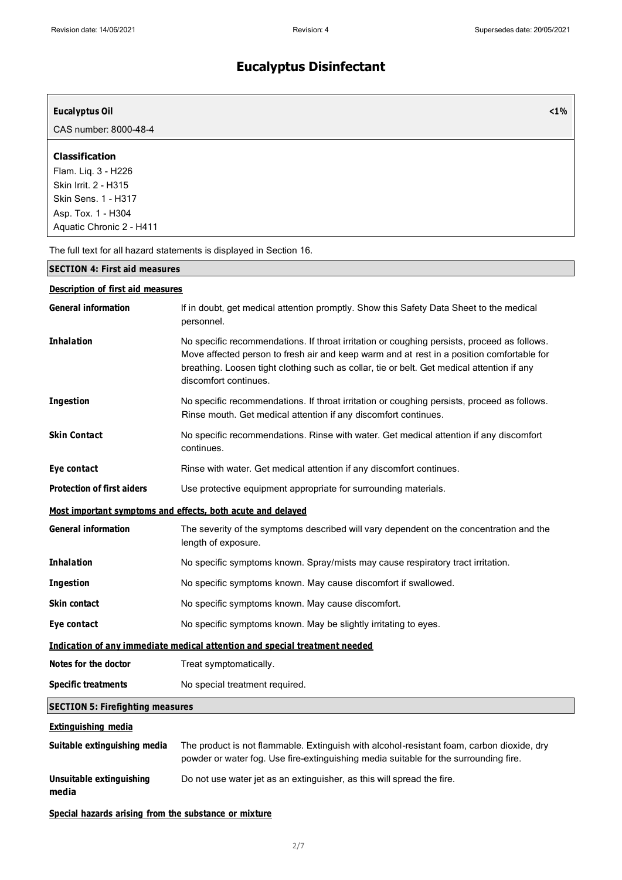# Eucalyptus Disinfectant

| **Eucalyptus Oil** | **<1%** |
|---|---|
| CAS number: 8000-48-4 | |

**Classification**
Flam. Liq. 3 - H226
Skin Irrit. 2 - H315
Skin Sens. 1 - H317
Asp. Tox. 1 - H304
Aquatic Chronic 2 - H411

The full text for all hazard statements is displayed in Section 16.

## SECTION 4: First aid measures

### Description of first aid measures

**General information** If in doubt, get medical attention promptly. Show this Safety Data Sheet to the medical personnel.

**Inhalation** No specific recommendations. If throat irritation or coughing persists, proceed as follows. Move affected person to fresh air and keep warm and at rest in a position comfortable for breathing. Loosen tight clothing such as collar, tie or belt. Get medical attention if any discomfort continues.

**Ingestion** No specific recommendations. If throat irritation or coughing persists, proceed as follows. Rinse mouth. Get medical attention if any discomfort continues.

**Skin Contact** No specific recommendations. Rinse with water. Get medical attention if any discomfort continues.

**Eye contact** Rinse with water. Get medical attention if any discomfort continues.

**Protection of first aiders** Use protective equipment appropriate for surrounding materials.

### Most important symptoms and effects, both acute and delayed

**General information** The severity of the symptoms described will vary dependent on the concentration and the length of exposure.

**Inhalation** No specific symptoms known. Spray/mists may cause respiratory tract irritation.

**Ingestion** No specific symptoms known. May cause discomfort if swallowed.

**Skin contact** No specific symptoms known. May cause discomfort.

**Eye contact** No specific symptoms known. May be slightly irritating to eyes.

### Indication of any immediate medical attention and special treatment needed

**Notes for the doctor** Treat symptomatically.

**Specific treatments** No special treatment required.

## SECTION 5: Firefighting measures

### Extinguishing media

**Suitable extinguishing media** The product is not flammable. Extinguish with alcohol-resistant foam, carbon dioxide, dry powder or water fog. Use fire-extinguishing media suitable for the surrounding fire.

**Unsuitable extinguishing media** Do not use water jet as an extinguisher, as this will spread the fire.

### Special hazards arising from the substance or mixture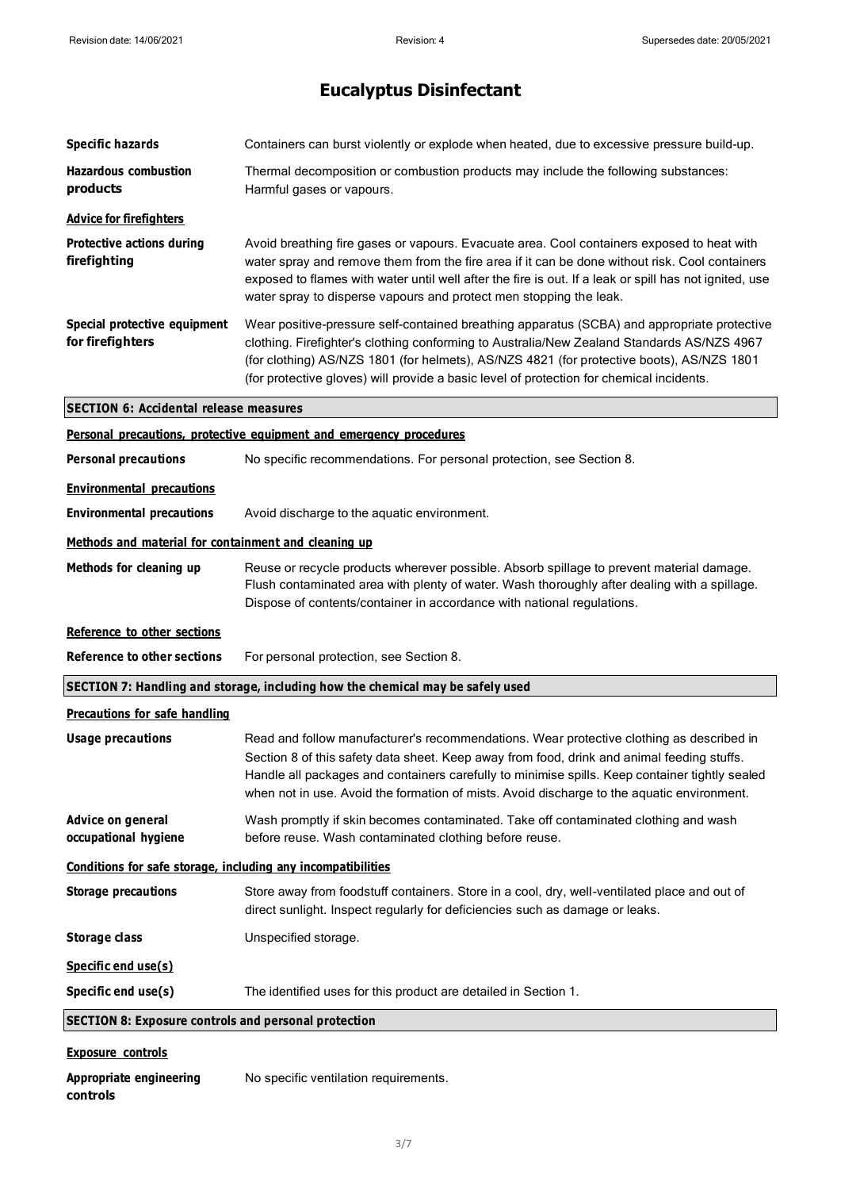# Eucalyptus Disinfectant

**Specific hazards** Containers can burst violently or explode when heated, due to excessive pressure build-up.

**Hazardous combustion products** Thermal decomposition or combustion products may include the following substances: Harmful gases or vapours.

**Advice for firefighters**

**Protective actions during firefighting** Avoid breathing fire gases or vapours. Evacuate area. Cool containers exposed to heat with water spray and remove them from the fire area if it can be done without risk. Cool containers exposed to flames with water until well after the fire is out. If a leak or spill has not ignited, use water spray to disperse vapours and protect men stopping the leak.

**Special protective equipment for firefighters** Wear positive-pressure self-contained breathing apparatus (SCBA) and appropriate protective clothing. Firefighter's clothing conforming to Australia/New Zealand Standards AS/NZS 4967 (for clothing) AS/NZS 1801 (for helmets), AS/NZS 4821 (for protective boots), AS/NZS 1801 (for protective gloves) will provide a basic level of protection for chemical incidents.

## SECTION 6: Accidental release measures

**Personal precautions, protective equipment and emergency procedures**

**Personal precautions** No specific recommendations. For personal protection, see Section 8.

**Environmental precautions**

**Environmental precautions** Avoid discharge to the aquatic environment.

**Methods and material for containment and cleaning up**

**Methods for cleaning up** Reuse or recycle products wherever possible. Absorb spillage to prevent material damage. Flush contaminated area with plenty of water. Wash thoroughly after dealing with a spillage. Dispose of contents/container in accordance with national regulations.

**Reference to other sections**

**Reference to other sections** For personal protection, see Section 8.

## SECTION 7: Handling and storage, including how the chemical may be safely used

**Precautions for safe handling**

**Usage precautions** Read and follow manufacturer's recommendations. Wear protective clothing as described in Section 8 of this safety data sheet. Keep away from food, drink and animal feeding stuffs. Handle all packages and containers carefully to minimise spills. Keep container tightly sealed when not in use. Avoid the formation of mists. Avoid discharge to the aquatic environment.

**Advice on general occupational hygiene** Wash promptly if skin becomes contaminated. Take off contaminated clothing and wash before reuse. Wash contaminated clothing before reuse.

**Conditions for safe storage, including any incompatibilities**

**Storage precautions** Store away from foodstuff containers. Store in a cool, dry, well-ventilated place and out of direct sunlight. Inspect regularly for deficiencies such as damage or leaks.

**Storage class** Unspecified storage.

**Specific end use(s)**

**Specific end use(s)** The identified uses for this product are detailed in Section 1.

## SECTION 8: Exposure controls and personal protection

**Exposure controls**

**Appropriate engineering controls** No specific ventilation requirements.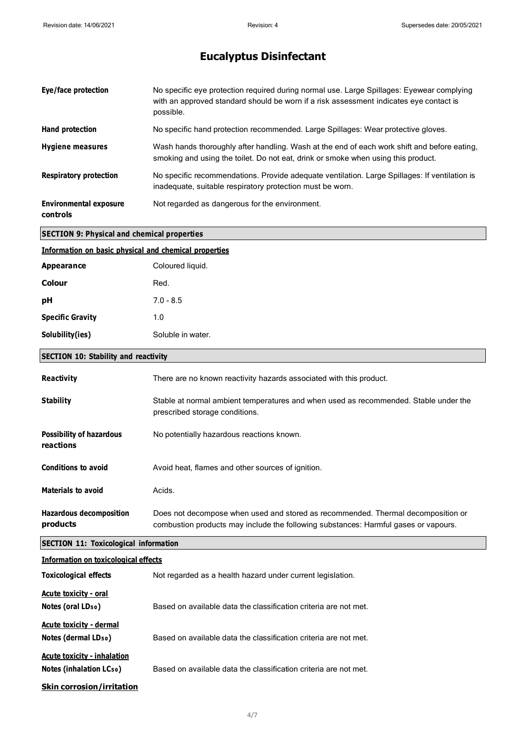# Eucalyptus Disinfectant

| | |
|---|---|
| **Eye/face protection** | No specific eye protection required during normal use. Large Spillages: Eyewear complying with an approved standard should be worn if a risk assessment indicates eye contact is possible. |
| **Hand protection** | No specific hand protection recommended. Large Spillages: Wear protective gloves. |
| **Hygiene measures** | Wash hands thoroughly after handling. Wash at the end of each work shift and before eating, smoking and using the toilet. Do not eat, drink or smoke when using this product. |
| **Respiratory protection** | No specific recommendations. Provide adequate ventilation. Large Spillages: If ventilation is inadequate, suitable respiratory protection must be worn. |
| **Environmental exposure controls** | Not regarded as dangerous for the environment. |

## SECTION 9: Physical and chemical properties

### Information on basic physical and chemical properties

| | |
|---|---|
| **Appearance** | Coloured liquid. |
| **Colour** | Red. |
| **pH** | 7.0 - 8.5 |
| **Specific Gravity** | 1.0 |
| **Solubility(ies)** | Soluble in water. |

## SECTION 10: Stability and reactivity

| | |
|---|---|
| **Reactivity** | There are no known reactivity hazards associated with this product. |
| **Stability** | Stable at normal ambient temperatures and when used as recommended. Stable under the prescribed storage conditions. |
| **Possibility of hazardous reactions** | No potentially hazardous reactions known. |
| **Conditions to avoid** | Avoid heat, flames and other sources of ignition. |
| **Materials to avoid** | Acids. |
| **Hazardous decomposition products** | Does not decompose when used and stored as recommended. Thermal decomposition or combustion products may include the following substances: Harmful gases or vapours. |

## SECTION 11: Toxicological information

### Information on toxicological effects

**Toxicological effects** — Not regarded as a health hazard under current legislation.

**Acute toxicity - oral**

**Notes (oral $LD_{50}$)** — Based on available data the classification criteria are not met.

**Acute toxicity - dermal**

**Notes (dermal $LD_{50}$)** — Based on available data the classification criteria are not met.

**Acute toxicity - inhalation**

**Notes (inhalation $LC_{50}$)** — Based on available data the classification criteria are not met.

**Skin corrosion/irritation**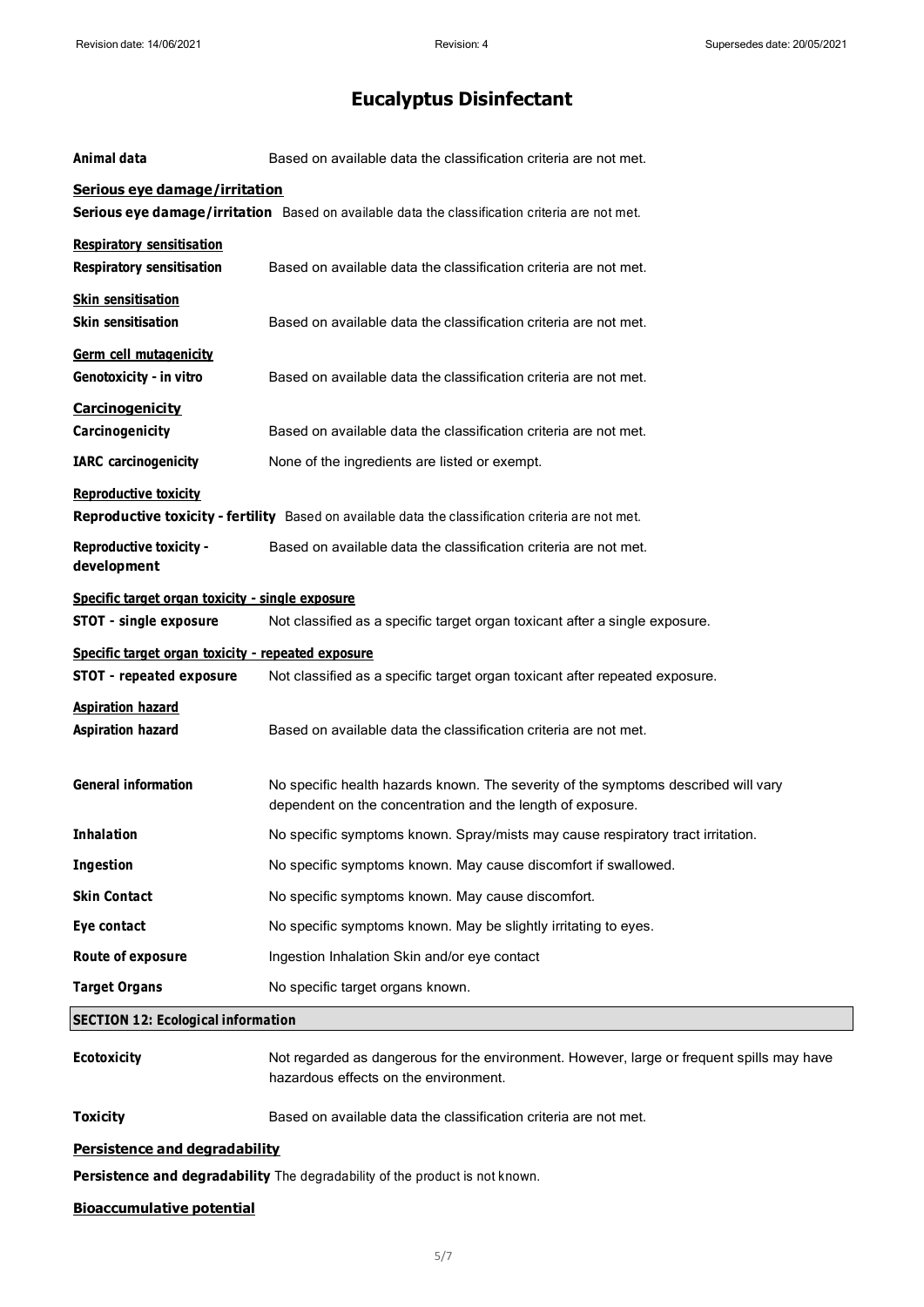# Eucalyptus Disinfectant

**Animal data** Based on available data the classification criteria are not met.

**Serious eye damage/irritation**

**Serious eye damage/irritation** Based on available data the classification criteria are not met.

**Respiratory sensitisation**

**Respiratory sensitisation** Based on available data the classification criteria are not met.

**Skin sensitisation**

**Skin sensitisation** Based on available data the classification criteria are not met.

**Germ cell mutagenicity**

**Genotoxicity - in vitro** Based on available data the classification criteria are not met.

**Carcinogenicity**

**Carcinogenicity** Based on available data the classification criteria are not met.

**IARC carcinogenicity** None of the ingredients are listed or exempt.

**Reproductive toxicity**

**Reproductive toxicity - fertility** Based on available data the classification criteria are not met.

**Reproductive toxicity - development** Based on available data the classification criteria are not met.

**Specific target organ toxicity - single exposure**

**STOT - single exposure** Not classified as a specific target organ toxicant after a single exposure.

**Specific target organ toxicity - repeated exposure**

**STOT - repeated exposure** Not classified as a specific target organ toxicant after repeated exposure.

**Aspiration hazard**

**Aspiration hazard** Based on available data the classification criteria are not met.

**General information** No specific health hazards known. The severity of the symptoms described will vary dependent on the concentration and the length of exposure.

**Inhalation** No specific symptoms known. Spray/mists may cause respiratory tract irritation.

**Ingestion** No specific symptoms known. May cause discomfort if swallowed.

**Skin Contact** No specific symptoms known. May cause discomfort.

**Eye contact** No specific symptoms known. May be slightly irritating to eyes.

**Route of exposure** Ingestion Inhalation Skin and/or eye contact

**Target Organs** No specific target organs known.

## SECTION 12: Ecological information

**Ecotoxicity** Not regarded as dangerous for the environment. However, large or frequent spills may have hazardous effects on the environment.

**Toxicity** Based on available data the classification criteria are not met.

**Persistence and degradability**

**Persistence and degradability** The degradability of the product is not known.

**Bioaccumulative potential**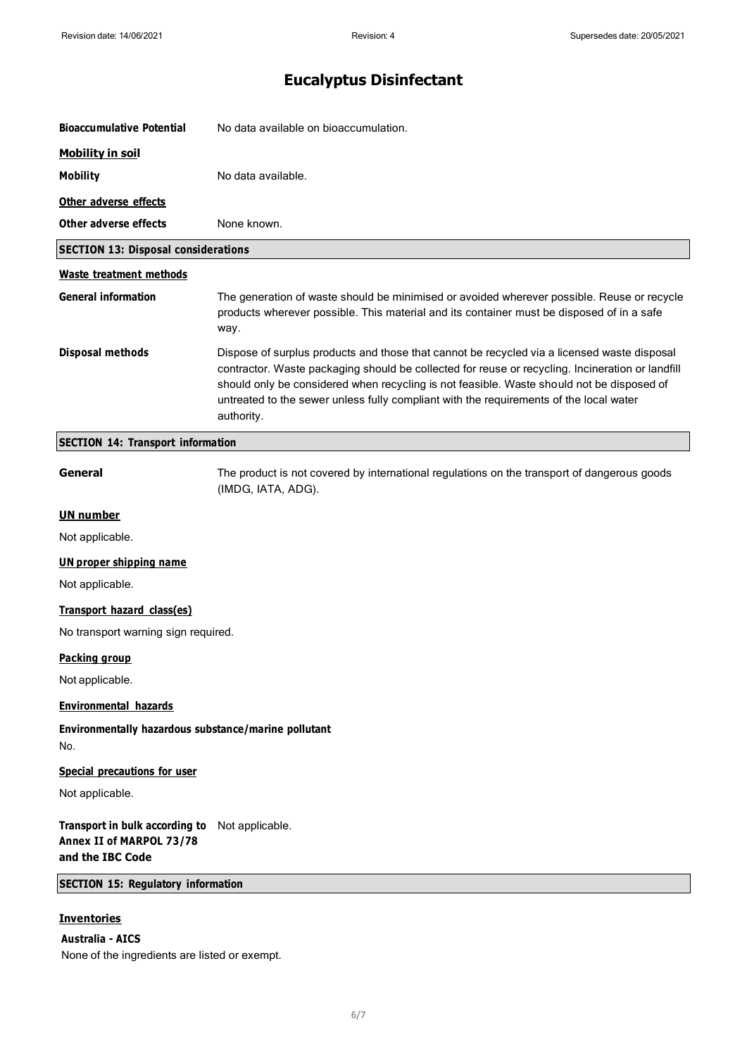# Eucalyptus Disinfectant

**Bioaccumulative Potential** No data available on bioaccumulation.

**Mobility in soil**

**Mobility** No data available.

**Other adverse effects**

**Other adverse effects** None known.

## SECTION 13: Disposal considerations

**Waste treatment methods**

**General information** The generation of waste should be minimised or avoided wherever possible. Reuse or recycle products wherever possible. This material and its container must be disposed of in a safe way.

**Disposal methods** Dispose of surplus products and those that cannot be recycled via a licensed waste disposal contractor. Waste packaging should be collected for reuse or recycling. Incineration or landfill should only be considered when recycling is not feasible. Waste should not be disposed of untreated to the sewer unless fully compliant with the requirements of the local water authority.

## SECTION 14: Transport information

**General** The product is not covered by international regulations on the transport of dangerous goods (IMDG, IATA, ADG).

**UN number**

Not applicable.

**UN proper shipping name**

Not applicable.

**Transport hazard class(es)**

No transport warning sign required.

**Packing group**

Not applicable.

**Environmental hazards**

**Environmentally hazardous substance/marine pollutant**

No.

**Special precautions for user**

Not applicable.

**Transport in bulk according to Annex II of MARPOL 73/78 and the IBC Code** Not applicable.

## SECTION 15: Regulatory information

**Inventories**

**Australia - AICS**

None of the ingredients are listed or exempt.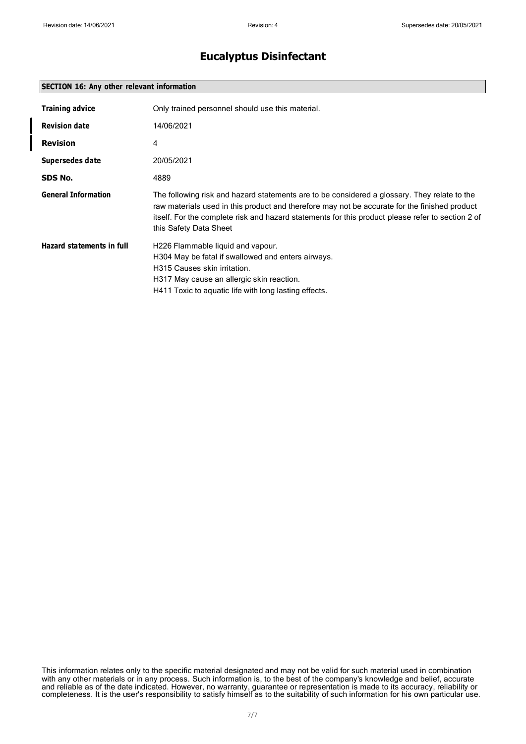# Eucalyptus Disinfectant

## SECTION 16: Any other relevant information

| | |
|---|---|
| **Training advice** | Only trained personnel should use this material. |
| **Revision date** | 14/06/2021 |
| **Revision** | 4 |
| **Supersedes date** | 20/05/2021 |
| **SDS No.** | 4889 |
| **General Information** | The following risk and hazard statements are to be considered a glossary. They relate to the raw materials used in this product and therefore may not be accurate for the finished product itself. For the complete risk and hazard statements for this product please refer to section 2 of this Safety Data Sheet |
| **Hazard statements in full** | H226 Flammable liquid and vapour.<br>H304 May be fatal if swallowed and enters airways.<br>H315 Causes skin irritation.<br>H317 May cause an allergic skin reaction.<br>H411 Toxic to aquatic life with long lasting effects. |

This information relates only to the specific material designated and may not be valid for such material used in combination with any other materials or in any process. Such information is, to the best of the company's knowledge and belief, accurate and reliable as of the date indicated. However, no warranty, guarantee or representation is made to its accuracy, reliability or completeness. It is the user's responsibility to satisfy himself as to the suitability of such information for his own particular use.